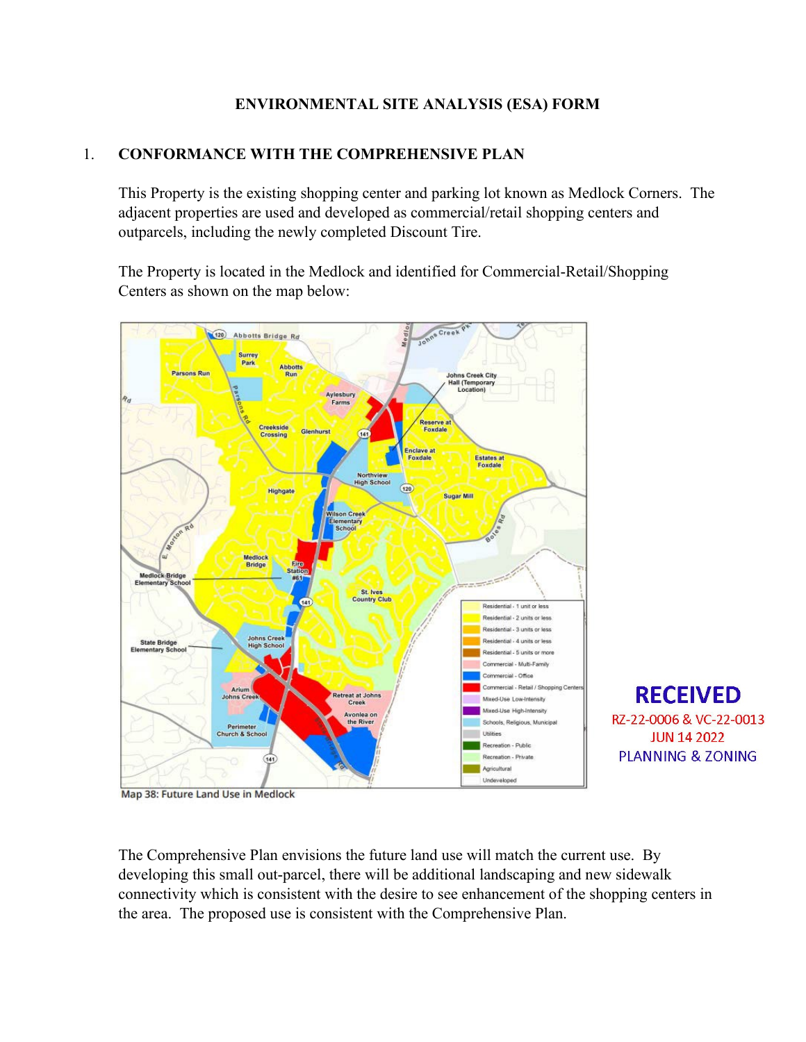# ENVIRONMENTAL SITE ANALYSIS (ESA) FORM

## 1. CONFORMANCE WITH THE COMPREHENSIVE PLAN

This Property is the existing shopping center and parking lot known as Medlock Corners. The adjacent properties are used and developed as commercial/retail shopping centers and outparcels, including the newly completed Discount Tire.

The Property is located in the Medlock and identified for Commercial-Retail/Shopping Centers as shown on the map below:

Map 38: Future Land Use in Medlock

RECEIVED
RZ-22-0006 & VC-22-0013
JUN 14 2022
PLANNING & ZONING

The Comprehensive Plan envisions the future land use will match the current use. By developing this small out-parcel, there will be additional landscaping and new sidewalk connectivity which is consistent with the desire to see enhancement of the shopping centers in the area. The proposed use is consistent with the Comprehensive Plan.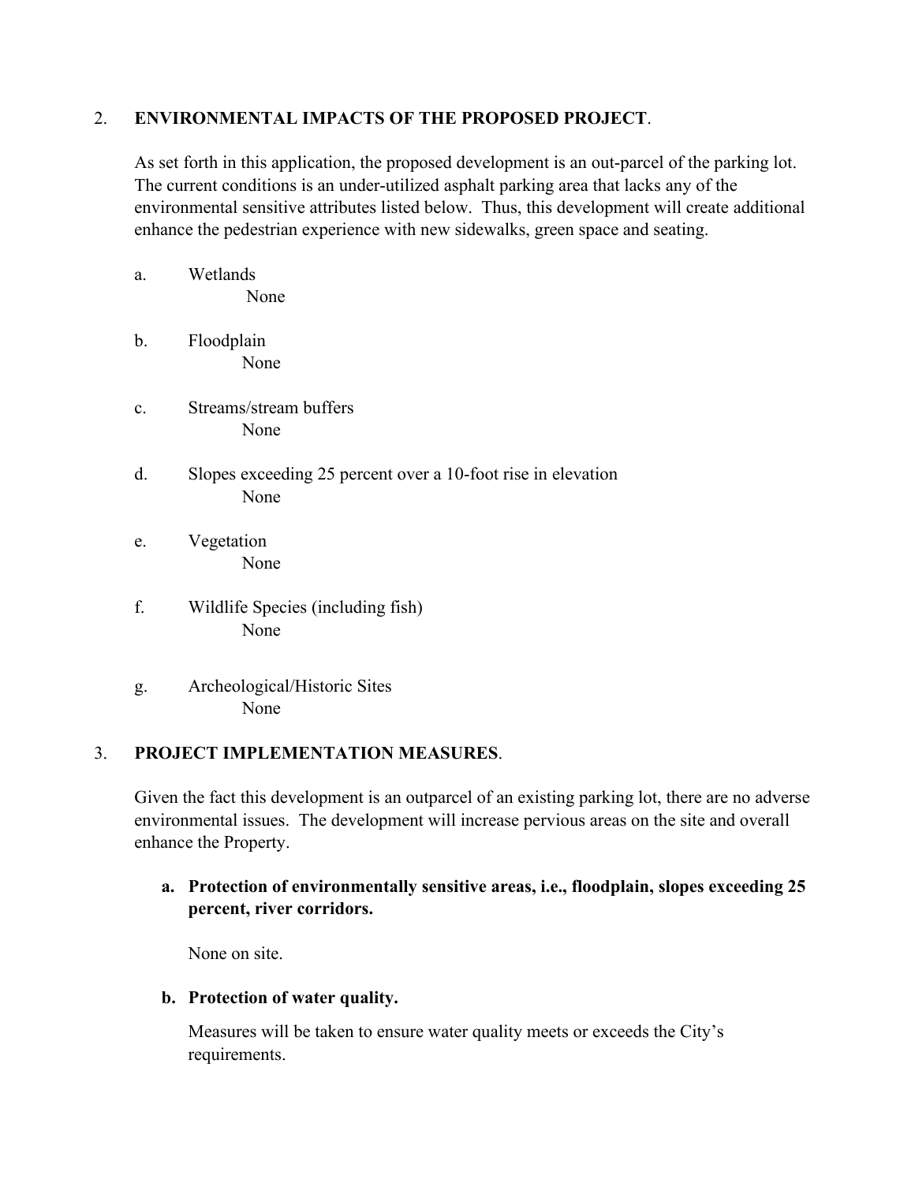2. **ENVIRONMENTAL IMPACTS OF THE PROPOSED PROJECT**.

As set forth in this application, the proposed development is an out-parcel of the parking lot. The current conditions is an under-utilized asphalt parking area that lacks any of the environmental sensitive attributes listed below. Thus, this development will create additional enhance the pedestrian experience with new sidewalks, green space and seating.

a. Wetlands
   None

b. Floodplain
   None

c. Streams/stream buffers
   None

d. Slopes exceeding 25 percent over a 10-foot rise in elevation
   None

e. Vegetation
   None

f. Wildlife Species (including fish)
   None

g. Archeological/Historic Sites
   None

3. **PROJECT IMPLEMENTATION MEASURES**.

Given the fact this development is an outparcel of an existing parking lot, there are no adverse environmental issues. The development will increase pervious areas on the site and overall enhance the Property.

**a. Protection of environmentally sensitive areas, i.e., floodplain, slopes exceeding 25 percent, river corridors.**

None on site.

**b. Protection of water quality.**

Measures will be taken to ensure water quality meets or exceeds the City's requirements.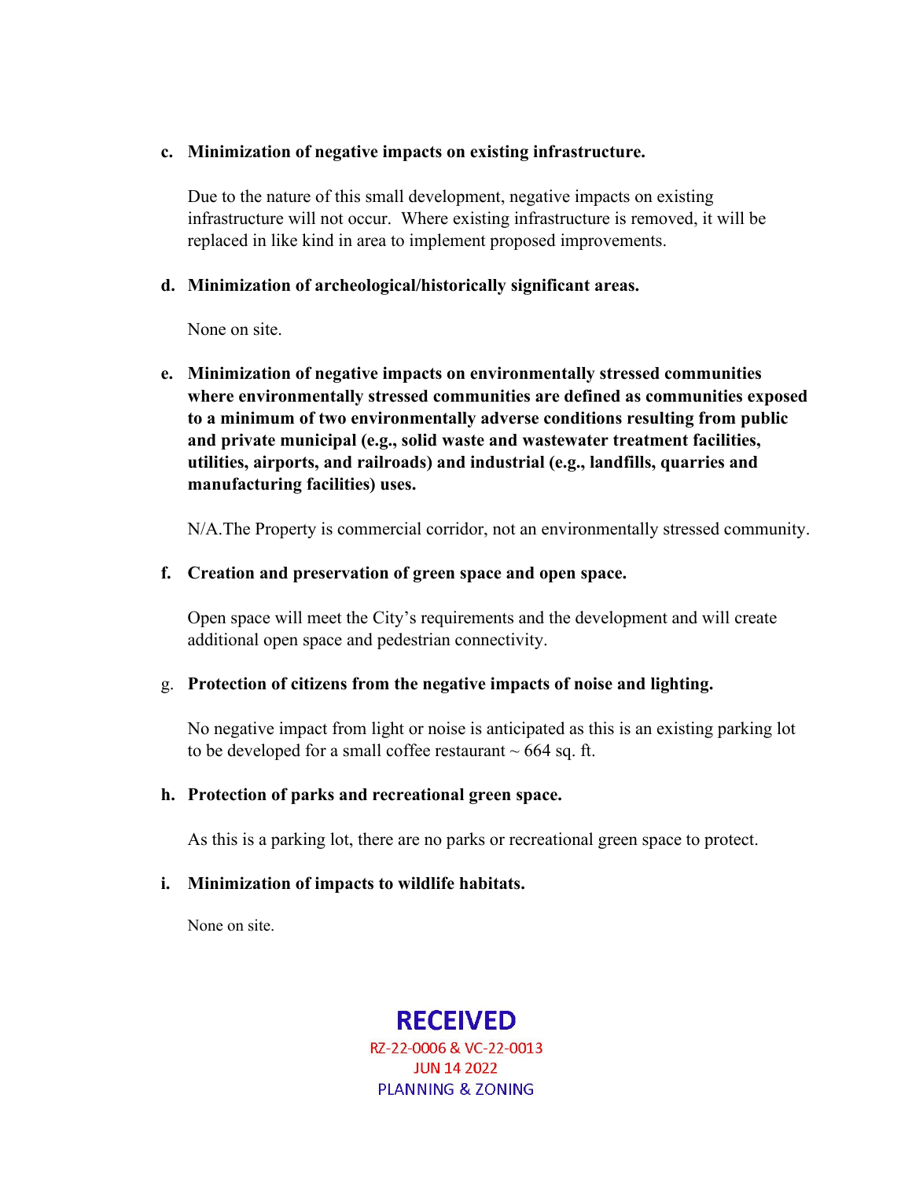**c. Minimization of negative impacts on existing infrastructure.**

Due to the nature of this small development, negative impacts on existing infrastructure will not occur. Where existing infrastructure is removed, it will be replaced in like kind in area to implement proposed improvements.

**d. Minimization of archeological/historically significant areas.**

None on site.

**e. Minimization of negative impacts on environmentally stressed communities where environmentally stressed communities are defined as communities exposed to a minimum of two environmentally adverse conditions resulting from public and private municipal (e.g., solid waste and wastewater treatment facilities, utilities, airports, and railroads) and industrial (e.g., landfills, quarries and manufacturing facilities) uses.**

N/A.The Property is commercial corridor, not an environmentally stressed community.

**f. Creation and preservation of green space and open space.**

Open space will meet the City's requirements and the development and will create additional open space and pedestrian connectivity.

g. **Protection of citizens from the negative impacts of noise and lighting.**

No negative impact from light or noise is anticipated as this is an existing parking lot to be developed for a small coffee restaurant ~ 664 sq. ft.

**h. Protection of parks and recreational green space.**

As this is a parking lot, there are no parks or recreational green space to protect.

**i. Minimization of impacts to wildlife habitats.**

None on site.

RECEIVED
RZ-22-0006 & VC-22-0013
JUN 14 2022
PLANNING & ZONING